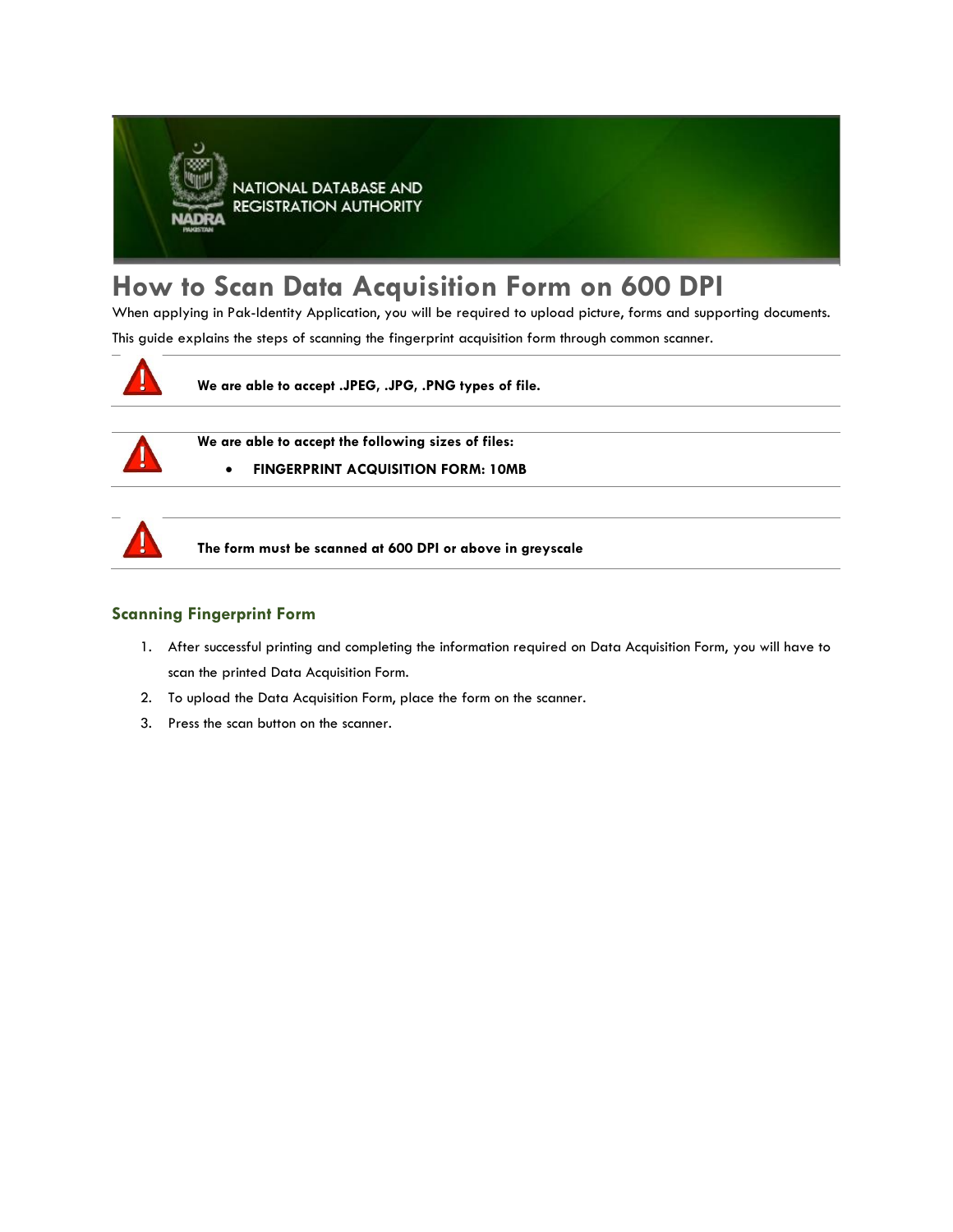NATIONAL DATABASE AND REGISTRATION AUTHORITY

# How to Scan Data Acquisition Form on 600 DPI

When applying in Pak-Identity Application, you will be required to upload picture, forms and supporting documents.

This guide explains the steps of scanning the fingerprint acquisition form through common scanner.

**We are able to accept .JPEG, .JPG, .PNG types of file.**

**We are able to accept the following sizes of files:**

- **FINGERPRINT ACQUISITION FORM: 10MB**

**The form must be scanned at 600 DPI or above in greyscale**

## Scanning Fingerprint Form

1. After successful printing and completing the information required on Data Acquisition Form, you will have to scan the printed Data Acquisition Form.
2. To upload the Data Acquisition Form, place the form on the scanner.
3. Press the scan button on the scanner.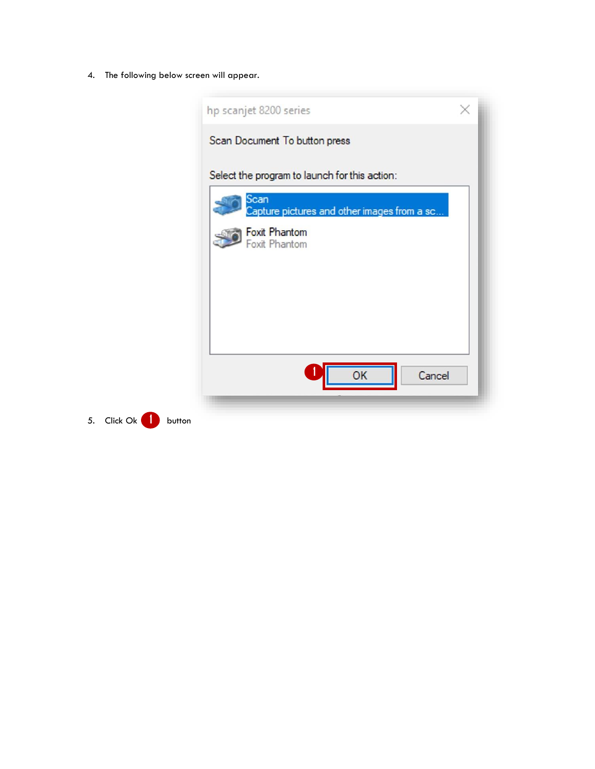4. The following below screen will appear.

5. Click Ok ❶ button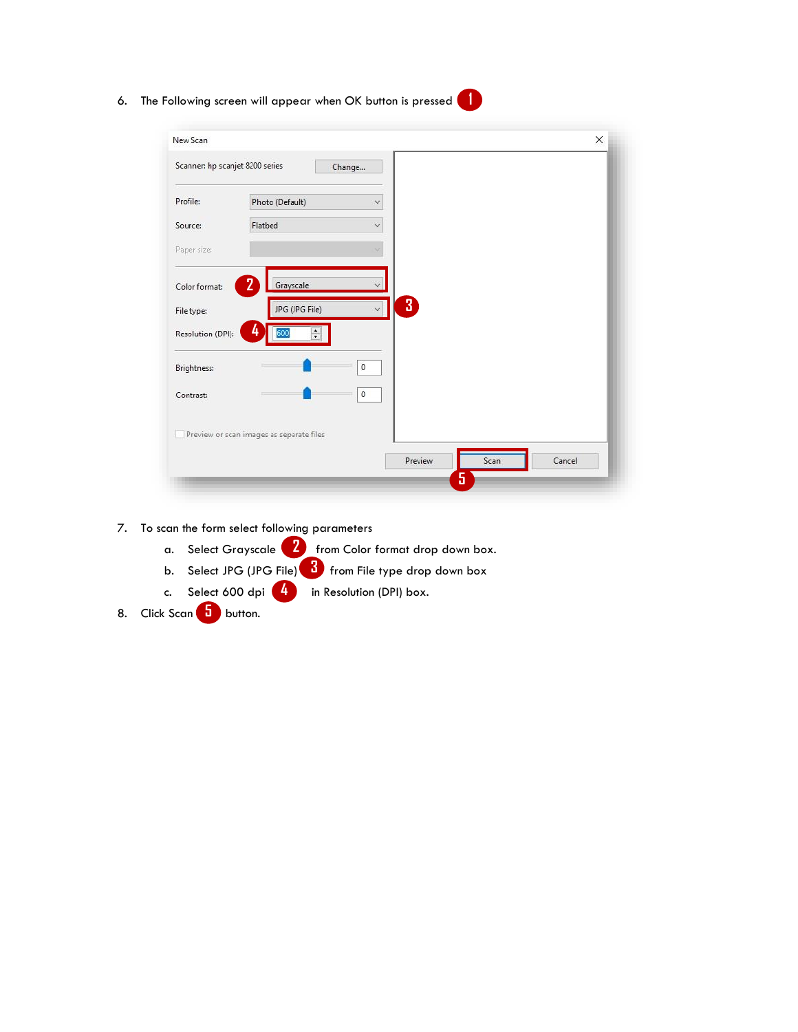6. The Following screen will appear when OK button is pressed 1

7. To scan the form select following parameters
   a. Select Grayscale 2 from Color format drop down box.
   b. Select JPG (JPG File) 3 from File type drop down box
   c. Select 600 dpi 4 in Resolution (DPI) box.
8. Click Scan 5 button.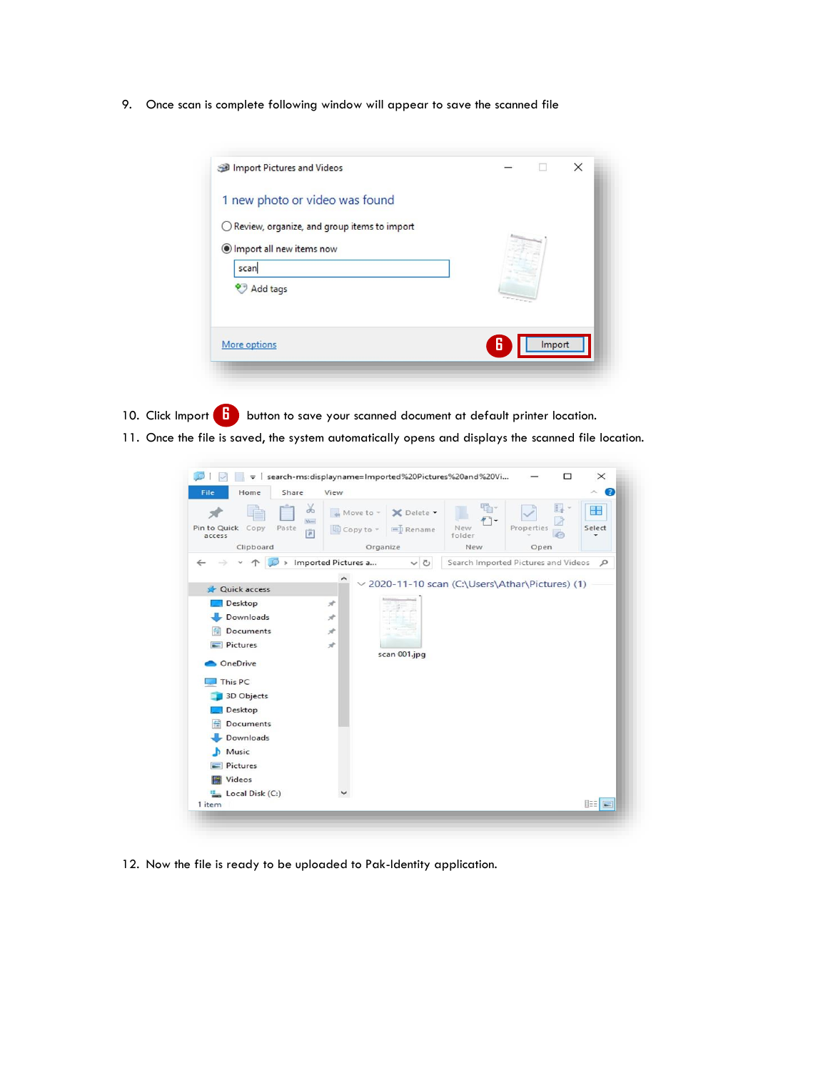9. Once scan is complete following window will appear to save the scanned file

10. Click Import 6 button to save your scanned document at default printer location.
11. Once the file is saved, the system automatically opens and displays the scanned file location.

12. Now the file is ready to be uploaded to Pak-Identity application.